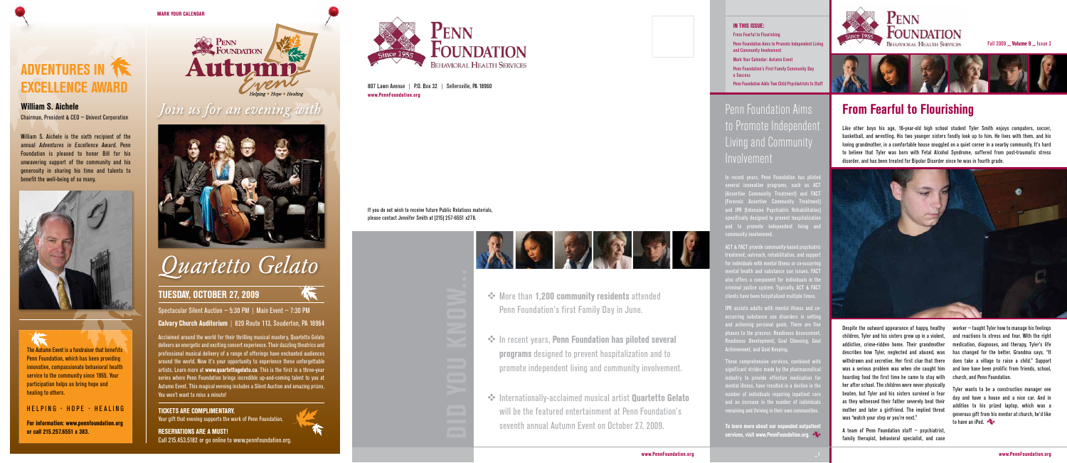# ADVENTURES IN EXCELLENCE AWARD

**William S. Aichele**
Chairman, President & CEO – Univest Corporation

William S. Aichele is the sixth recipient of the annual *Adventures in Excellence Award*. Penn Foundation is pleased to honor Bill for his unwavering support of the community and his generosity in sharing his time and talents to benefit the well-being of so many.

The Autumn Event is a fundraiser that benefits Penn Foundation, which has been providing innovative, compassionate behavioral health service to the community since 1955. Your participation helps us bring hope and healing to others.

HELPING · HOPE · HEALING

**For information: www.pennfoundation.org or call 215.257.6551 x 383.**

MARK YOUR CALENDAR

Penn Foundation Autumn Event — Helping • Hope • Healing

*Join us for an evening with*

# *Quartetto Gelato*

## TUESDAY, OCTOBER 27, 2009

Spectacular Silent Auction – 5:30 PM | Main Event – 7:30 PM

**Calvary Church Auditorium** | 820 Route 113, Souderton, PA 18964

Acclaimed around the world for their thrilling musical mastery, Quartetto Gelato delivers an energetic and exciting concert experience. Their dazzling theatrics and professional musical delivery of a range of offerings have enchanted audiences around the world. Now it's your opportunity to experience these unforgettable artists. Learn more at **www.quartettogelato.ca**. This is the first in a three-year series where Penn Foundation brings incredible up-and-coming talent to you at Autumn Event. This magical evening includes a Silent Auction and amazing prizes. You won't want to miss a minute!

**TICKETS ARE COMPLIMENTARY.**
Your gift that evening supports the work of Penn Foundation.

**RESERVATIONS ARE A MUST!**
Call 215.453.5182 or go online to www.pennfoundation.org.

Penn Foundation Behavioral Health Services — Since 1955

807 Lawn Avenue | P.O. Box 32 | Sellersville, PA 18960
www.PennFoundation.org

If you do not wish to receive future Public Relations materials, please contact Jennifer Smith at (215) 257-6551 x278.

## DID YOU KNOW...

- More than **1,200 community residents** attended Penn Foundation's first Family Day in June.
- In recent years, **Penn Foundation has piloted several programs** designed to prevent hospitalization and to promote independent living and community involvement.
- Internationally-acclaimed musical artist **Quartetto Gelato** will be the featured entertainment at Penn Foundation's seventh annual Autumn Event on October 27, 2009.

**IN THIS ISSUE:**
- From Fearful to Flourishing
- Penn Foundation Aims to Promote Independent Living and Community Involvement
- Mark Your Calendar: Autumn Event
- Penn Foundation's First Family Community Day a Success
- Penn Foundation Adds Two Child Psychiatrists to Staff

## Penn Foundation Aims to Promote Independent Living and Community Involvement

In recent years, Penn Foundation has piloted several innovative programs, such as ACT (Assertive Community Treatment) and FACT (Forensic Assertive Community Treatment) and IPR (Intensive Psychiatric Rehabilitation) specifically designed to prevent hospitalization and to promote independent living and community involvement.

ACT & FACT provide community-based psychiatric treatment, outreach, rehabilitation, and support for individuals with mental illness or co-occurring mental health and substance use issues. FACT also offers a component for individuals in the criminal justice system. Typically, ACT & FACT clients have been hospitalized multiple times.

IPR assists adults with mental illness and co-occurring substance use disorders in setting and achieving personal goals. There are five phases to the process: Readiness Assessment, Readiness Development, Goal Choosing, Goal Achievement, and Goal Keeping.

These comprehensive services, combined with significant strides made by the pharmaceutical industry to provide effective medication for mental illness, have resulted in a decline in the number of individuals requiring inpatient care and an increase in the number of individuals remaining and thriving in their own communities.

**To learn more about our expanded outpatient services, visit www.PennFoundation.org.**

Penn Foundation Behavioral Health Services — Since 1955

Fall 2009 _ **Volume 9** _ Issue 3

# From Fearful to Flourishing

Like other boys his age, 16-year-old high school student Tyler Smith enjoys computers, soccer, basketball, and wrestling. His two younger sisters fondly look up to him. He lives with them, and his loving grandmother, in a comfortable house snuggled on a quiet corner in a nearby community. It's hard to believe that Tyler was born with Fetal Alcohol Syndrome, suffered from post-traumatic stress disorder, and has been treated for Bipolar Disorder since he was in fourth grade.

Despite the outward appearance of happy, healthy children, Tyler and his sisters grew up in a violent, addictive, crime-ridden home. Their grandmother describes how Tyler, neglected and abused, was withdrawn and secretive. Her first clue that there was a serious problem was when she caught him hoarding food the first time he came to stay with her after school. The children were never physically beaten, but Tyler and his sisters survived in fear as they witnessed their father severely beat their mother and later a girlfriend. The implied threat was "watch your step or you're next."

A team of Penn Foundation staff – psychiatrist, family therapist, behavioral specialist, and case worker – taught Tyler how to manage his feelings and reactions to stress and fear. With the right medication, diagnoses, and therapy, Tyler's life has changed for the better. Grandma says, "It does take a village to raise a child." Support and love have been prolific from friends, school, church, and Penn Foundation.

Tyler wants to be a construction manager one day and have a house and a nice car. And in addition to his prized laptop, which was a generous gift from his mentor at church, he'd like to have an iPod.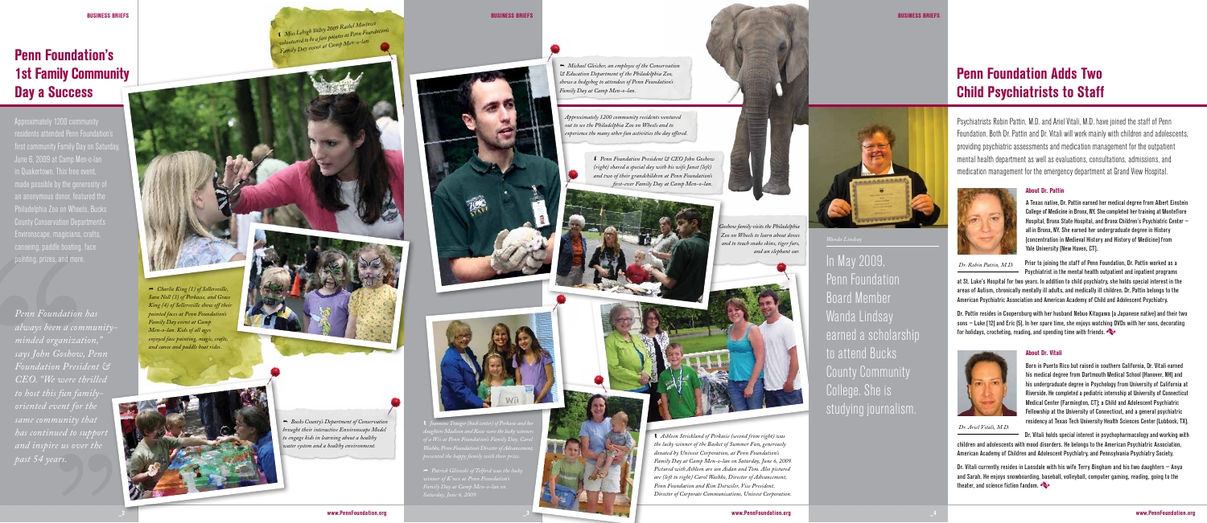# Penn Foundation's 1st Family Community Day a Success

Approximately 1200 community residents attended Penn Foundation's first community Family Day on Saturday, June 6, 2009 at Camp Men-o-lan in Quakertown. This free event, made possible by the generosity of an anonymous donor, featured the Philadelphia Zoo on Wheels, Bucks County Conservation Department's Enviroscape, magicians, crafts, canoeing, paddle boating, face painting, prizes, and more.

*"Penn Foundation has always been a community-minded organization," says John Goshow, Penn Foundation President & CEO. "We were thrilled to host this fun family-oriented event for the same community that has continued to support and inspire us over the past 54 years.*

Miss Lehigh Valley 2009 Rachel Martinez volunteered to be a face painter at Penn Foundation's Family Day event at Camp Men-o-lan.

Charlie King (1) of Sellersville, Sana Noll (3) of Perkasie, and Grace King (4) of Sellersville show off their painted faces at Penn Foundation's Family Day event at Camp Men-o-lan. Kids of all ages enjoyed face painting, magic, crafts, and canoe and paddle boat rides.

Bucks County's Department of Conservation brought their interactive Enviroscape Model to engage kids in learning about a healthy water system and a healthy environment.

Michael Gleisher, an employee of the Conservation & Education Department of the Philadelphia Zoo, shows a hedgehog to attendees of Penn Foundation's Family Day at Camp Men-o-lan.

Approximately 1200 community residents ventured out to see the Philadelphia Zoo on Wheels and to experience the many other fun activities the day offered.

Penn Foundation President & CEO John Goshow (right) shared a special day with his wife Janet (left) and two of their grandchildren at Penn Foundation's first-ever Family Day at Camp Men-o-lan.

Goshow family visits the Philadelphia Zoo on Wheels to learn about doves and to touch snake skins, tiger furs, and an elephant ear.

Jasmine Traeger (back center) of Perkasie and her daughters Madison and Rosie were the lucky winners of a Wii at Penn Foundation's Family Day. Carol Washko, Penn Foundation's Director of Advancement, presented the happy family with their prize.

Patrick Glisnski of Telford was the lucky winner of Knex at Penn Foundation's Family Day at Camp Men-o-lan on Saturday, June 6, 2009.

Ashleen Strickland of Perkasie (second from right) was the lucky winner of the Basket of Summer Fun, generously donated by Univest Corporation, at Penn Foundation's Family Day at Camp Men-o-lan on Saturday, June 6, 2009. Pictured with Ashleen are son Aiden and Tom. Also pictured are (left to right) Carol Washko, Director of Advancement, Penn Foundation and Kim Detwiler, Vice President, Director of Corporate Communications, Univest Corporation.

Wanda Lindsay

In May 2009, Penn Foundation Board Member Wanda Lindsay earned a scholarship to attend Bucks County Community College. She is studying journalism.

# Penn Foundation Adds Two Child Psychiatrists to Staff

Psychiatrists Robin Pattin, M.D. and Ariel Vitali, M.D. have joined the staff of Penn Foundation. Both Dr. Pattin and Dr. Vitali will work mainly with children and adolescents, providing psychiatric assessments and medication management for the outpatient mental health department as well as evaluations, consultations, admissions, and medication management for the emergency department at Grand View Hospital.

### About Dr. Pattin

Dr. Robin Pattin, M.D.

A Texas native, Dr. Pattin earned her medical degree from Albert Einstein College of Medicine in Bronx, NY. She completed her training at Montefiore Hospital, Bronx State Hospital, and Bronx Children's Psychiatric Center – all in Bronx, NY. She earned her undergraduate degree in History (concentration in Medieval History and History of Medicine) from Yale University (New Haven, CT).

Prior to joining the staff of Penn Foundation, Dr. Pattin worked as a Psychiatrist in the mental health outpatient and inpatient programs at St. Luke's Hospital for two years. In addition to child psychiatry, she holds special interest in the areas of Autism, chronically mentally ill adults, and medically ill children. Dr. Pattin belongs to the American Psychiatric Association and American Academy of Child and Adolescent Psychiatry.

Dr. Pattin resides in Coopersburg with her husband Nobuo Kitagawa (a Japanese native) and their two sons – Luke (12) and Eric (5). In her spare time, she enjoys watching DVDs with her sons, decorating for holidays, crocheting, reading, and spending time with friends.

### About Dr. Vitali

Dr. Ariel Vitali, M.D.

Born in Puerto Rico but raised in southern California, Dr. Vitali earned his medical degree from Dartmouth Medical School (Hanover, NH) and his undergraduate degree in Psychology from University of California at Riverside. He completed a pediatric internship at University of Connecticut Medical Center (Farmington, CT); a Child and Adolescent Psychiatric Fellowship at the University of Connecticut, and a general psychiatric residency at Texas Tech University Health Sciences Center (Lubbock, TX).

Dr. Vitali holds special interest in psychopharmacology and working with children and adolescents with mood disorders. He belongs to the American Psychiatric Association, American Academy of Children and Adolescent Psychiatry, and Pennsylvania Psychiatry Society.

Dr. Vitali currently resides in Lansdale with his wife Terry Bingham and his two daughters – Anya and Sarah. He enjoys snowboarding, baseball, volleyball, computer gaming, reading, going to the theater, and science fiction fandom.